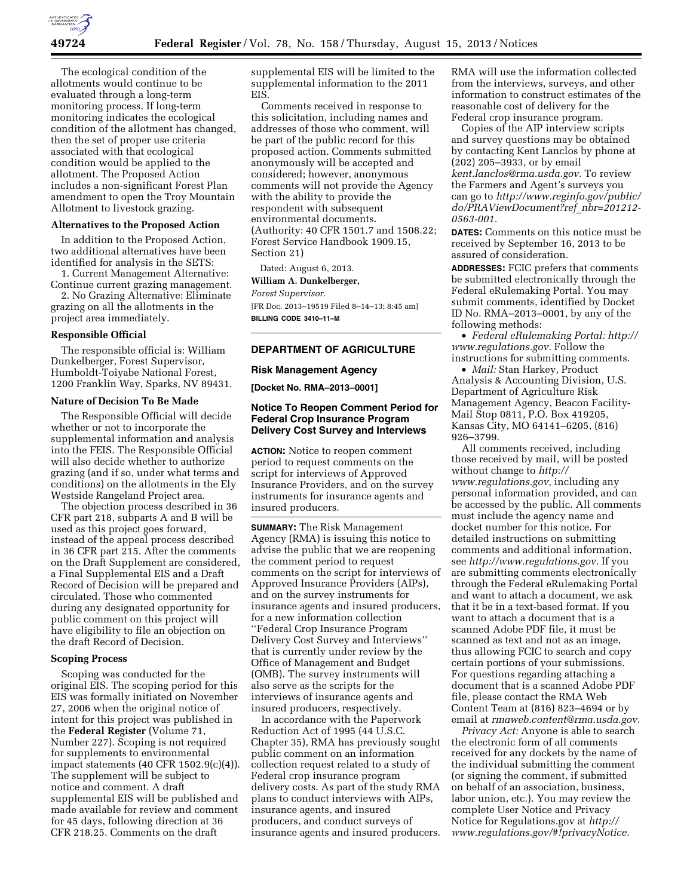The ecological condition of the allotments would continue to be evaluated through a long-term monitoring process. If long-term monitoring indicates the ecological condition of the allotment has changed, then the set of proper use criteria associated with that ecological condition would be applied to the allotment. The Proposed Action includes a non-significant Forest Plan amendment to open the Troy Mountain Allotment to livestock grazing.

**Alternatives to the Proposed Action**

In addition to the Proposed Action, two additional alternatives have been identified for analysis in the SETS:

1. Current Management Alternative: Continue current grazing management.
2. No Grazing Alternative: Eliminate grazing on all the allotments in the project area immediately.

**Responsible Official**

The responsible official is: William Dunkelberger, Forest Supervisor, Humboldt-Toiyabe National Forest, 1200 Franklin Way, Sparks, NV 89431.

**Nature of Decision To Be Made**

The Responsible Official will decide whether or not to incorporate the supplemental information and analysis into the FEIS. The Responsible Official will also decide whether to authorize grazing (and if so, under what terms and conditions) on the allotments in the Ely Westside Rangeland Project area.

The objection process described in 36 CFR part 218, subparts A and B will be used as this project goes forward, instead of the appeal process described in 36 CFR part 215. After the comments on the Draft Supplement are considered, a Final Supplemental EIS and a Draft Record of Decision will be prepared and circulated. Those who commented during any designated opportunity for public comment on this project will have eligibility to file an objection on the draft Record of Decision.

**Scoping Process**

Scoping was conducted for the original EIS. The scoping period for this EIS was formally initiated on November 27, 2006 when the original notice of intent for this project was published in the **Federal Register** (Volume 71, Number 227). Scoping is not required for supplements to environmental impact statements (40 CFR 1502.9(c)(4)). The supplement will be subject to notice and comment. A draft supplemental EIS will be published and made available for review and comment for 45 days, following direction at 36 CFR 218.25. Comments on the draft supplemental EIS will be limited to the supplemental information to the 2011 EIS.

Comments received in response to this solicitation, including names and addresses of those who comment, will be part of the public record for this proposed action. Comments submitted anonymously will be accepted and considered; however, anonymous comments will not provide the Agency with the ability to provide the respondent with subsequent environmental documents.

(Authority: 40 CFR 1501.7 and 1508.22; Forest Service Handbook 1909.15, Section 21)

Dated: August 6, 2013.

**William A. Dunkelberger,**

*Forest Supervisor.*

[FR Doc. 2013–19519 Filed 8–14–13; 8:45 am]

**BILLING CODE 3410–11–M**

---

## DEPARTMENT OF AGRICULTURE

### Risk Management Agency

**[Docket No. RMA–2013–0001]**

### Notice To Reopen Comment Period for Federal Crop Insurance Program Delivery Cost Survey and Interviews

**ACTION:** Notice to reopen comment period to request comments on the script for interviews of Approved Insurance Providers, and on the survey instruments for insurance agents and insured producers.

**SUMMARY:** The Risk Management Agency (RMA) is issuing this notice to advise the public that we are reopening the comment period to request comments on the script for interviews of Approved Insurance Providers (AIPs), and on the survey instruments for insurance agents and insured producers, for a new information collection ''Federal Crop Insurance Program Delivery Cost Survey and Interviews'' that is currently under review by the Office of Management and Budget (OMB). The survey instruments will also serve as the scripts for the interviews of insurance agents and insured producers, respectively.

In accordance with the Paperwork Reduction Act of 1995 (44 U.S.C. Chapter 35), RMA has previously sought public comment on an information collection request related to a study of Federal crop insurance program delivery costs. As part of the study RMA plans to conduct interviews with AIPs, insurance agents, and insured producers, and conduct surveys of insurance agents and insured producers. RMA will use the information collected from the interviews, surveys, and other information to construct estimates of the reasonable cost of delivery for the Federal crop insurance program.

Copies of the AIP interview scripts and survey questions may be obtained by contacting Kent Lanclos by phone at (202) 205–3933, or by email *kent.lanclos@rma.usda.gov.* To review the Farmers and Agent's surveys you can go to *http://www.reginfo.gov/public/do/PRAViewDocument?ref_nbr=201212-0563-001.*

**DATES:** Comments on this notice must be received by September 16, 2013 to be assured of consideration.

**ADDRESSES:** FCIC prefers that comments be submitted electronically through the Federal eRulemaking Portal. You may submit comments, identified by Docket ID No. RMA–2013–0001, by any of the following methods:

- *Federal eRulemaking Portal: http://www.regulations.gov.* Follow the instructions for submitting comments.
- *Mail:* Stan Harkey, Product Analysis & Accounting Division, U.S. Department of Agriculture Risk Management Agency, Beacon Facility-Mail Stop 0811, P.O. Box 419205, Kansas City, MO 64141–6205, (816) 926–3799.

All comments received, including those received by mail, will be posted without change to *http://www.regulations.gov,* including any personal information provided, and can be accessed by the public. All comments must include the agency name and docket number for this notice. For detailed instructions on submitting comments and additional information, see *http://www.regulations.gov.* If you are submitting comments electronically through the Federal eRulemaking Portal and want to attach a document, we ask that it be in a text-based format. If you want to attach a document that is a scanned Adobe PDF file, it must be scanned as text and not as an image, thus allowing FCIC to search and copy certain portions of your submissions. For questions regarding attaching a document that is a scanned Adobe PDF file, please contact the RMA Web Content Team at (816) 823–4694 or by email at *rmaweb.content@rma.usda.gov.*

*Privacy Act:* Anyone is able to search the electronic form of all comments received for any dockets by the name of the individual submitting the comment (or signing the comment, if submitted on behalf of an association, business, labor union, etc.). You may review the complete User Notice and Privacy Notice for Regulations.gov at *http://www.regulations.gov/#!privacyNotice.*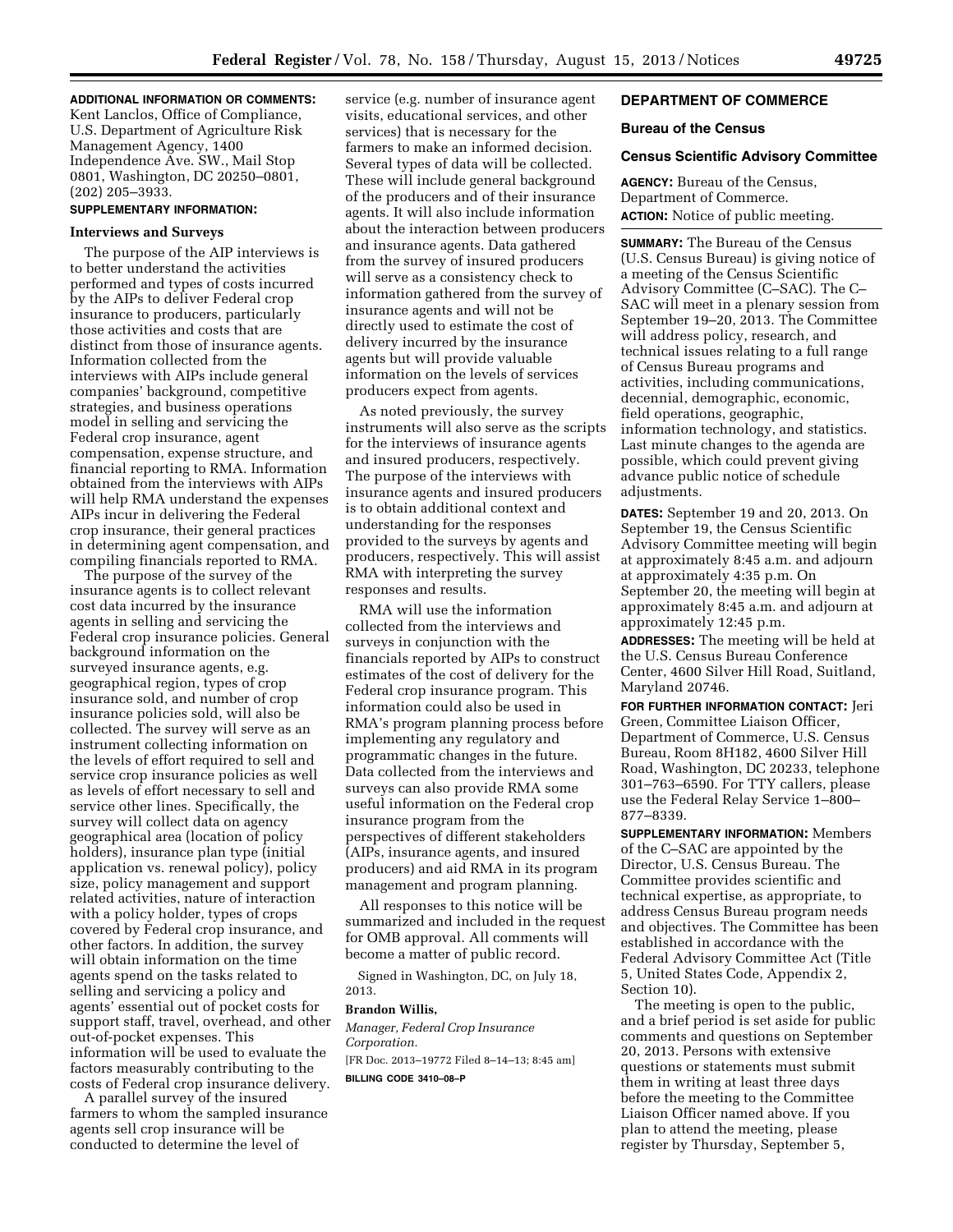**ADDITIONAL INFORMATION OR COMMENTS:** Kent Lanclos, Office of Compliance, U.S. Department of Agriculture Risk Management Agency, 1400 Independence Ave. SW., Mail Stop 0801, Washington, DC 20250–0801, (202) 205–3933.

**SUPPLEMENTARY INFORMATION:**

**Interviews and Surveys**

The purpose of the AIP interviews is to better understand the activities performed and types of costs incurred by the AIPs to deliver Federal crop insurance to producers, particularly those activities and costs that are distinct from those of insurance agents. Information collected from the interviews with AIPs include general companies' background, competitive strategies, and business operations model in selling and servicing the Federal crop insurance, agent compensation, expense structure, and financial reporting to RMA. Information obtained from the interviews with AIPs will help RMA understand the expenses AIPs incur in delivering the Federal crop insurance, their general practices in determining agent compensation, and compiling financials reported to RMA.

The purpose of the survey of the insurance agents is to collect relevant cost data incurred by the insurance agents in selling and servicing the Federal crop insurance policies. General background information on the surveyed insurance agents, e.g. geographical region, types of crop insurance sold, and number of crop insurance policies sold, will also be collected. The survey will serve as an instrument collecting information on the levels of effort required to sell and service crop insurance policies as well as levels of effort necessary to sell and service other lines. Specifically, the survey will collect data on agency geographical area (location of policy holders), insurance plan type (initial application vs. renewal policy), policy size, policy management and support related activities, nature of interaction with a policy holder, types of crops covered by Federal crop insurance, and other factors. In addition, the survey will obtain information on the time agents spend on the tasks related to selling and servicing a policy and agents' essential out of pocket costs for support staff, travel, overhead, and other out-of-pocket expenses. This information will be used to evaluate the factors measurably contributing to the costs of Federal crop insurance delivery.

A parallel survey of the insured farmers to whom the sampled insurance agents sell crop insurance will be conducted to determine the level of service (e.g. number of insurance agent visits, educational services, and other services) that is necessary for the farmers to make an informed decision. Several types of data will be collected. These will include general background of the producers and of their insurance agents. It will also include information about the interaction between producers and insurance agents. Data gathered from the survey of insured producers will serve as a consistency check to information gathered from the survey of insurance agents and will not be directly used to estimate the cost of delivery incurred by the insurance agents but will provide valuable information on the levels of services producers expect from agents.

As noted previously, the survey instruments will also serve as the scripts for the interviews of insurance agents and insured producers, respectively. The purpose of the interviews with insurance agents and insured producers is to obtain additional context and understanding for the responses provided to the surveys by agents and producers, respectively. This will assist RMA with interpreting the survey responses and results.

RMA will use the information collected from the interviews and surveys in conjunction with the financials reported by AIPs to construct estimates of the cost of delivery for the Federal crop insurance program. This information could also be used in RMA's program planning process before implementing any regulatory and programmatic changes in the future. Data collected from the interviews and surveys can also provide RMA some useful information on the Federal crop insurance program from the perspectives of different stakeholders (AIPs, insurance agents, and insured producers) and aid RMA in its program management and program planning.

All responses to this notice will be summarized and included in the request for OMB approval. All comments will become a matter of public record.

Signed in Washington, DC, on July 18, 2013.

**Brandon Willis,**

*Manager, Federal Crop Insurance Corporation.*

[FR Doc. 2013–19772 Filed 8–14–13; 8:45 am]

**BILLING CODE 3410–08–P**

## DEPARTMENT OF COMMERCE

### Bureau of the Census

### Census Scientific Advisory Committee

**AGENCY:** Bureau of the Census, Department of Commerce.

**ACTION:** Notice of public meeting.

**SUMMARY:** The Bureau of the Census (U.S. Census Bureau) is giving notice of a meeting of the Census Scientific Advisory Committee (C–SAC). The C–SAC will meet in a plenary session from September 19–20, 2013. The Committee will address policy, research, and technical issues relating to a full range of Census Bureau programs and activities, including communications, decennial, demographic, economic, field operations, geographic, information technology, and statistics. Last minute changes to the agenda are possible, which could prevent giving advance public notice of schedule adjustments.

**DATES:** September 19 and 20, 2013. On September 19, the Census Scientific Advisory Committee meeting will begin at approximately 8:45 a.m. and adjourn at approximately 4:35 p.m. On September 20, the meeting will begin at approximately 8:45 a.m. and adjourn at approximately 12:45 p.m.

**ADDRESSES:** The meeting will be held at the U.S. Census Bureau Conference Center, 4600 Silver Hill Road, Suitland, Maryland 20746.

**FOR FURTHER INFORMATION CONTACT:** Jeri Green, Committee Liaison Officer, Department of Commerce, U.S. Census Bureau, Room 8H182, 4600 Silver Hill Road, Washington, DC 20233, telephone 301–763–6590. For TTY callers, please use the Federal Relay Service 1–800–877–8339.

**SUPPLEMENTARY INFORMATION:** Members of the C–SAC are appointed by the Director, U.S. Census Bureau. The Committee provides scientific and technical expertise, as appropriate, to address Census Bureau program needs and objectives. The Committee has been established in accordance with the Federal Advisory Committee Act (Title 5, United States Code, Appendix 2, Section 10).

The meeting is open to the public, and a brief period is set aside for public comments and questions on September 20, 2013. Persons with extensive questions or statements must submit them in writing at least three days before the meeting to the Committee Liaison Officer named above. If you plan to attend the meeting, please register by Thursday, September 5,